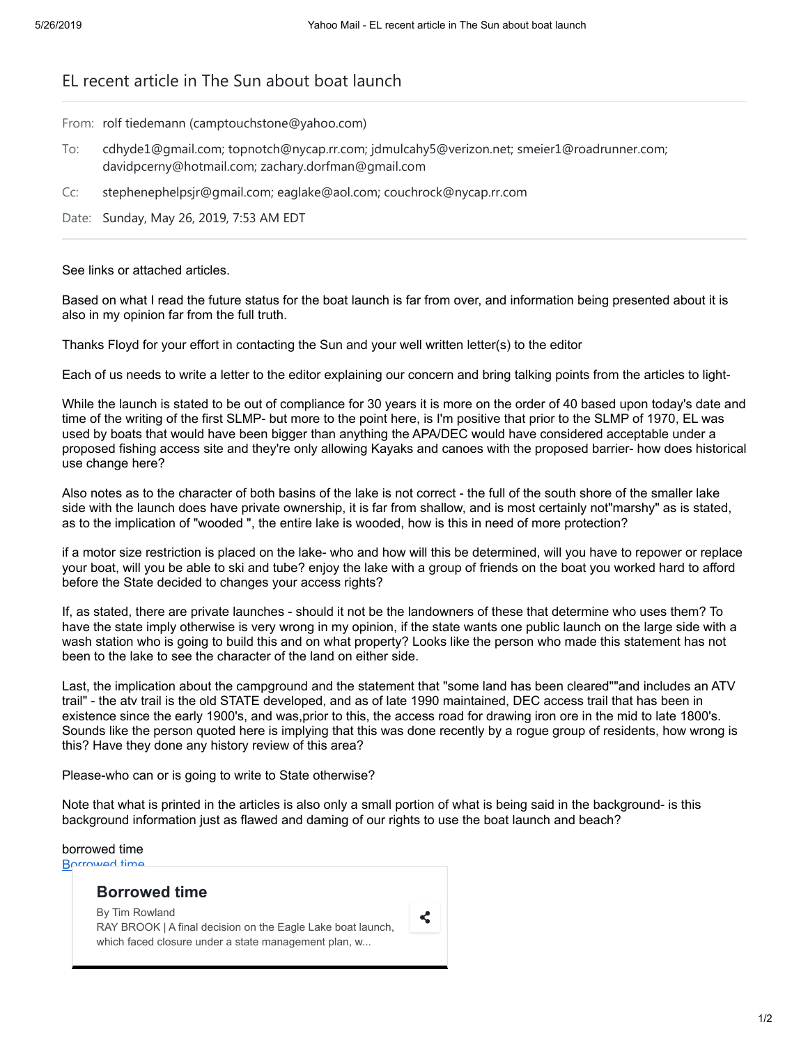# EL recent article in The Sun about boat launch

From: rolf tiedemann (camptouchstone@yahoo.com)

To: cdhyde1@gmail.com; topnotch@nycap.rr.com; jdmulcahy5@verizon.net; smeier1@roadrunner.com; davidpcerny@hotmail.com; zachary.dorfman@gmail.com

Cc: stephenephelpsjr@gmail.com; eaglake@aol.com; couchrock@nycap.rr.com

Date: Sunday, May 26, 2019, 7:53 AM EDT

See links or attached articles.

Based on what I read the future status for the boat launch is far from over, and information being presented about it is also in my opinion far from the full truth.

Thanks Floyd for your effort in contacting the Sun and your well written letter(s) to the editor

Each of us needs to write a letter to the editor explaining our concern and bring talking points from the articles to light-

While the launch is stated to be out of compliance for 30 years it is more on the order of 40 based upon today's date and time of the writing of the first SLMP- but more to the point here, is I'm positive that prior to the SLMP of 1970, EL was used by boats that would have been bigger than anything the APA/DEC would have considered acceptable under a proposed fishing access site and they're only allowing Kayaks and canoes with the proposed barrier- how does historical use change here?

Also notes as to the character of both basins of the lake is not correct - the full of the south shore of the smaller lake side with the launch does have private ownership, it is far from shallow, and is most certainly not"marshy" as is stated, as to the implication of "wooded ", the entire lake is wooded, how is this in need of more protection?

if a motor size restriction is placed on the lake- who and how will this be determined, will you have to repower or replace your boat, will you be able to ski and tube? enjoy the lake with a group of friends on the boat you worked hard to afford before the State decided to changes your access rights?

If, as stated, there are private launches - should it not be the landowners of these that determine who uses them? To have the state imply otherwise is very wrong in my opinion, if the state wants one public launch on the large side with a wash station who is going to build this and on what property? Looks like the person who made this statement has not been to the lake to see the character of the land on either side.

Last, the implication about the campground and the statement that "some land has been cleared""and includes an ATV trail" - the atv trail is the old STATE developed, and as of late 1990 maintained, DEC access trail that has been in existence since the early 1900's, and was,prior to this, the access road for drawing iron ore in the mid to late 1800's. Sounds like the person quoted here is implying that this was done recently by a rogue group of residents, how wrong is this? Have they done any history review of this area?

Please-who can or is going to write to State otherwise?

Note that what is printed in the articles is also only a small portion of what is being said in the background- is this background information just as flawed and daming of our rights to use the boat launch and beach?

borrowed time

Borrowed time

**Borrowed time**

By Tim Rowland

RAY BROOK | A final decision on the Eagle Lake boat launch, which faced closure under a state management plan, w...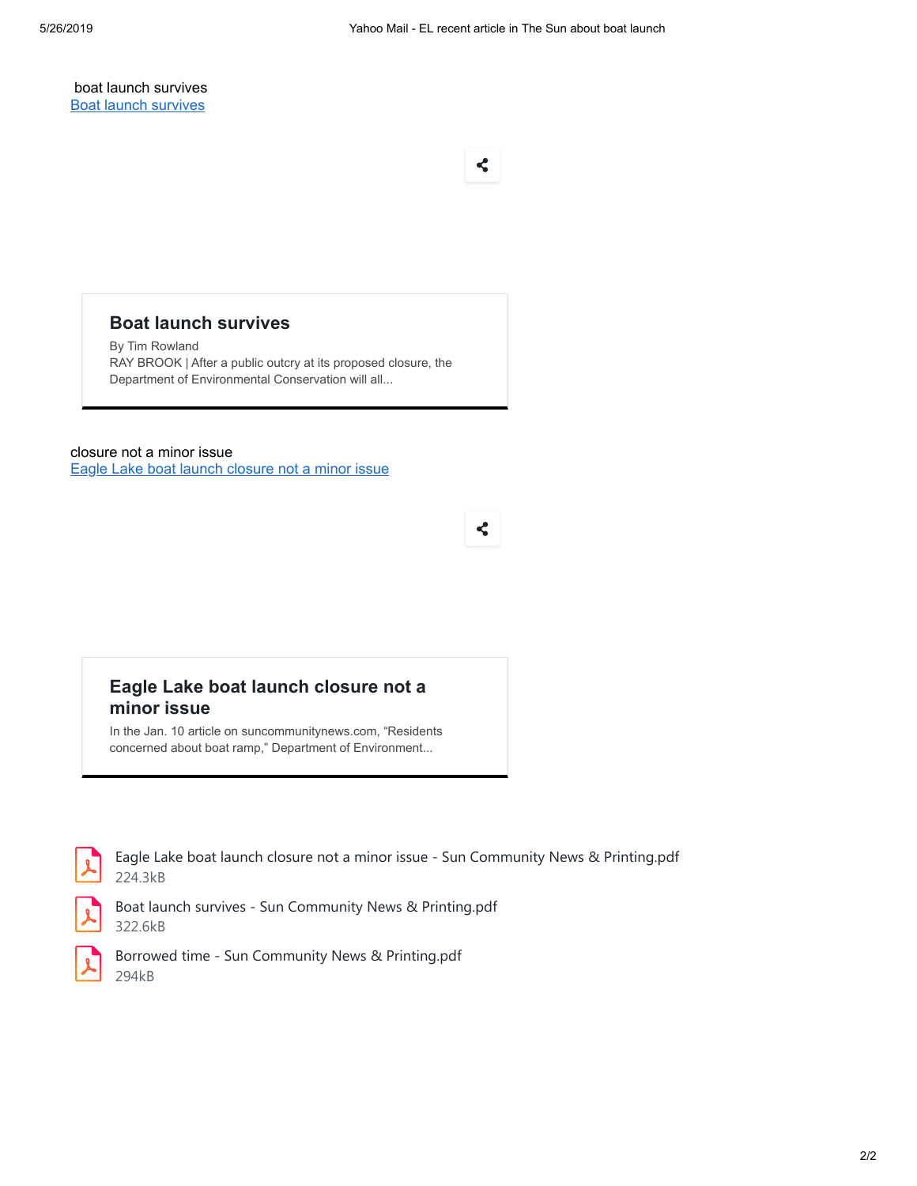boat launch survives
Boat launch survives

## Boat launch survives

By Tim Rowland
RAY BROOK | After a public outcry at its proposed closure, the Department of Environmental Conservation will all...

closure not a minor issue
Eagle Lake boat launch closure not a minor issue

## Eagle Lake boat launch closure not a minor issue

In the Jan. 10 article on suncommunitynews.com, “Residents concerned about boat ramp,” Department of Environment...

- Eagle Lake boat launch closure not a minor issue - Sun Community News & Printing.pdf
  224.3kB
- Boat launch survives - Sun Community News & Printing.pdf
  322.6kB
- Borrowed time - Sun Community News & Printing.pdf
  294kB